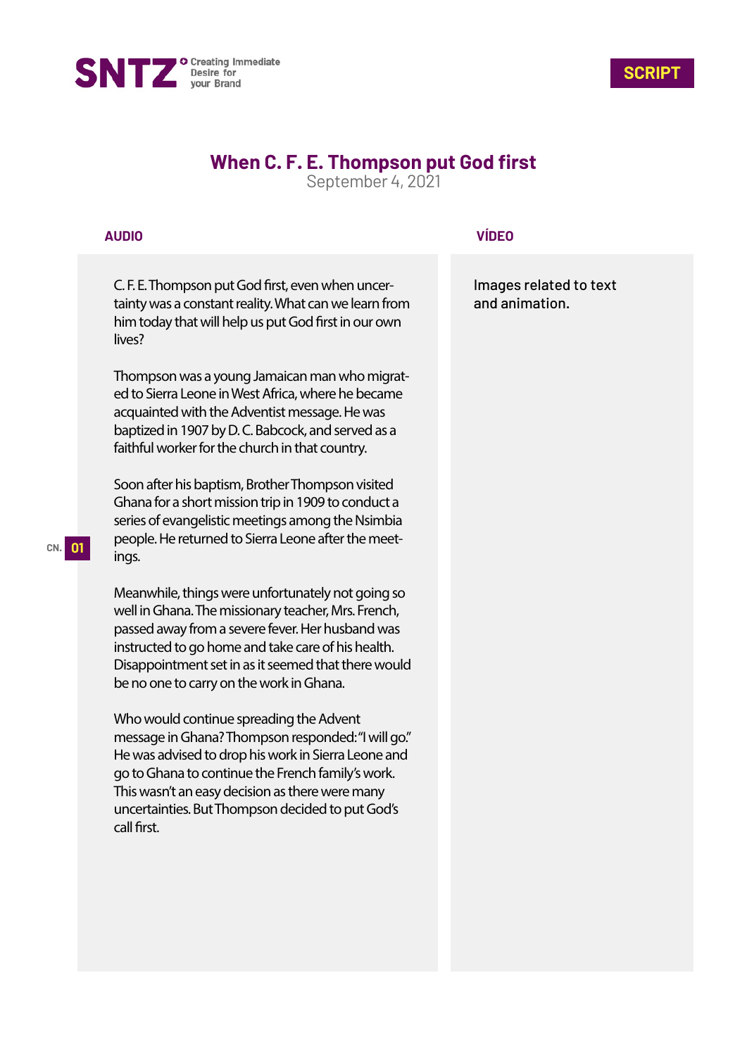SNTZ — Creating Immediate Desire for your Brand

SCRIPT

# When C. F. E. Thompson put God first

September 4, 2021

| AUDIO | VÍDEO |
| --- | --- |
| C. F. E. Thompson put God first, even when uncertainty was a constant reality. What can we learn from him today that will help us put God first in our own lives?<br><br>Thompson was a young Jamaican man who migrated to Sierra Leone in West Africa, where he became acquainted with the Adventist message. He was baptized in 1907 by D. C. Babcock, and served as a faithful worker for the church in that country.<br><br>Soon after his baptism, Brother Thompson visited Ghana for a short mission trip in 1909 to conduct a series of evangelistic meetings among the Nsimbia people. He returned to Sierra Leone after the meetings.<br><br>Meanwhile, things were unfortunately not going so well in Ghana. The missionary teacher, Mrs. French, passed away from a severe fever. Her husband was instructed to go home and take care of his health. Disappointment set in as it seemed that there would be no one to carry on the work in Ghana.<br><br>Who would continue spreading the Advent message in Ghana? Thompson responded: "I will go." He was advised to drop his work in Sierra Leone and go to Ghana to continue the French family's work. This wasn't an easy decision as there were many uncertainties. But Thompson decided to put God's call first. | Images related to text and animation. |

CN. 01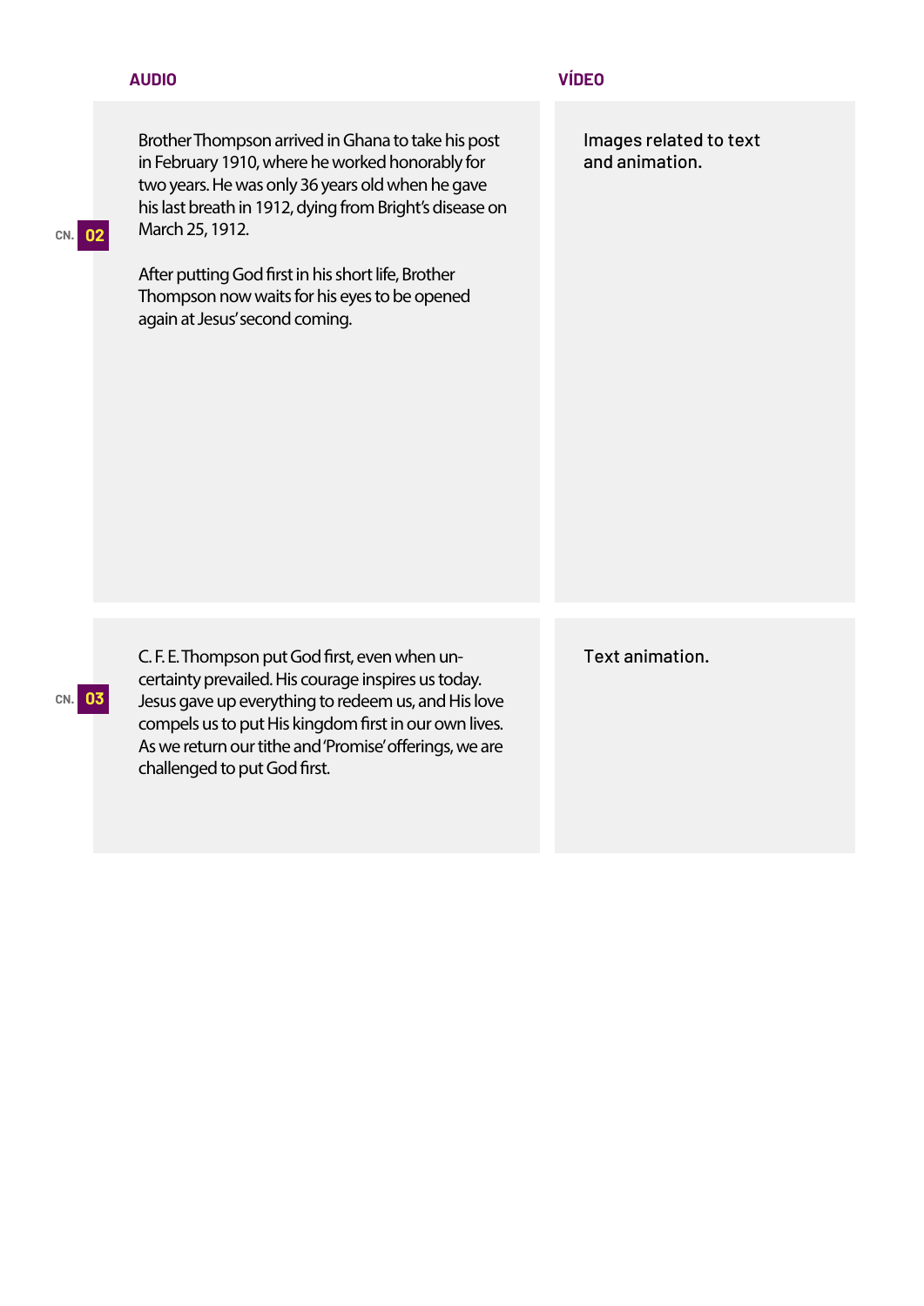| CN. | AUDIO | VÍDEO |
| --- | --- | --- |
| 02 | Brother Thompson arrived in Ghana to take his post in February 1910, where he worked honorably for two years. He was only 36 years old when he gave his last breath in 1912, dying from Bright's disease on March 25, 1912.<br><br>After putting God first in his short life, Brother Thompson now waits for his eyes to be opened again at Jesus' second coming. | Images related to text and animation. |
| 03 | C. F. E. Thompson put God first, even when uncertainty prevailed. His courage inspires us today. Jesus gave up everything to redeem us, and His love compels us to put His kingdom first in our own lives. As we return our tithe and 'Promise' offerings, we are challenged to put God first. | Text animation. |